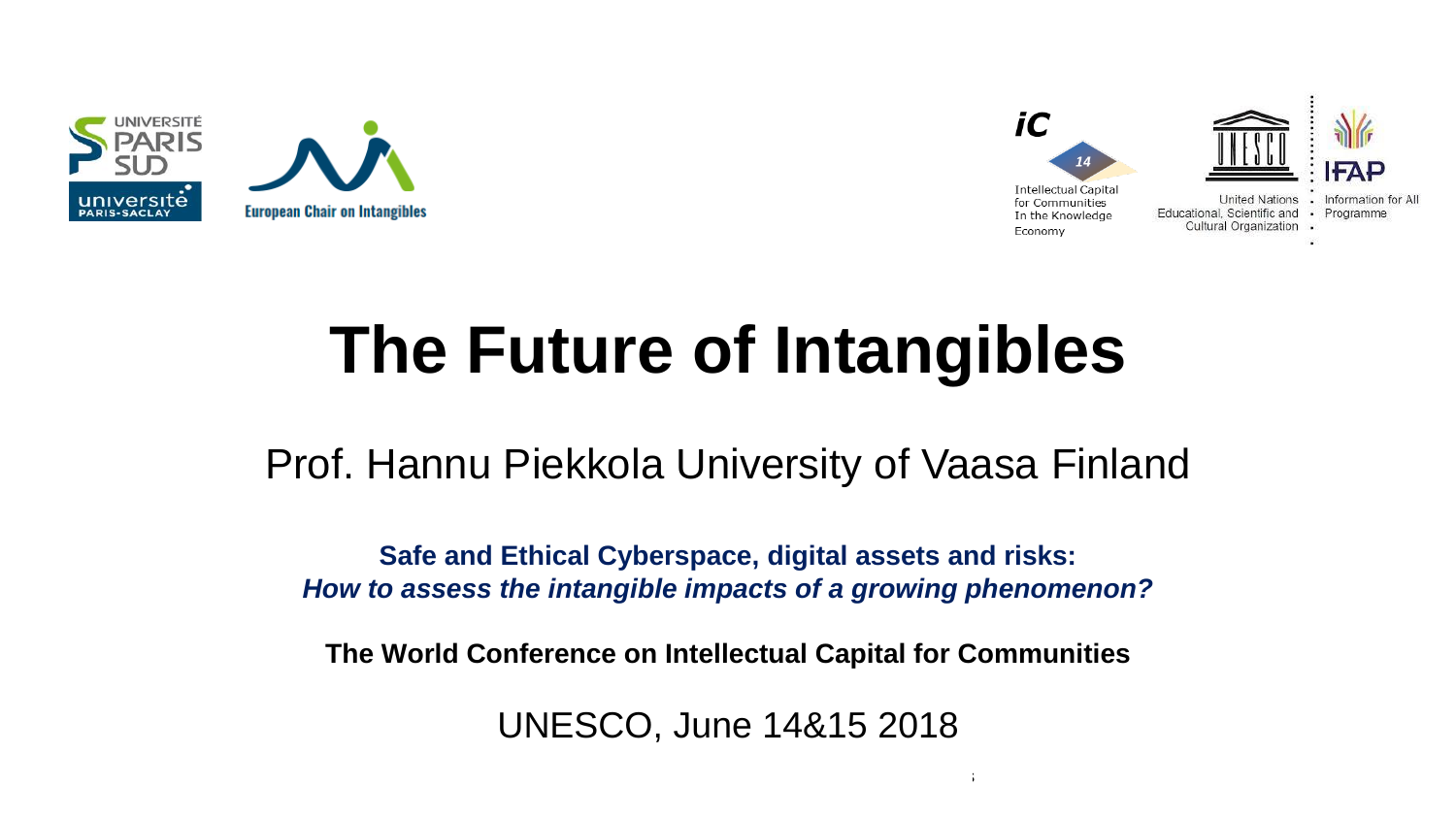# The Future of Intangibles

Prof. Hannu Piekkola University of Vaasa Finland

**Safe and Ethical Cyberspace, digital assets and risks:**
***How to assess the intangible impacts of a growing phenomenon?***

**The World Conference on Intellectual Capital for Communities**

UNESCO, June 14&15 2018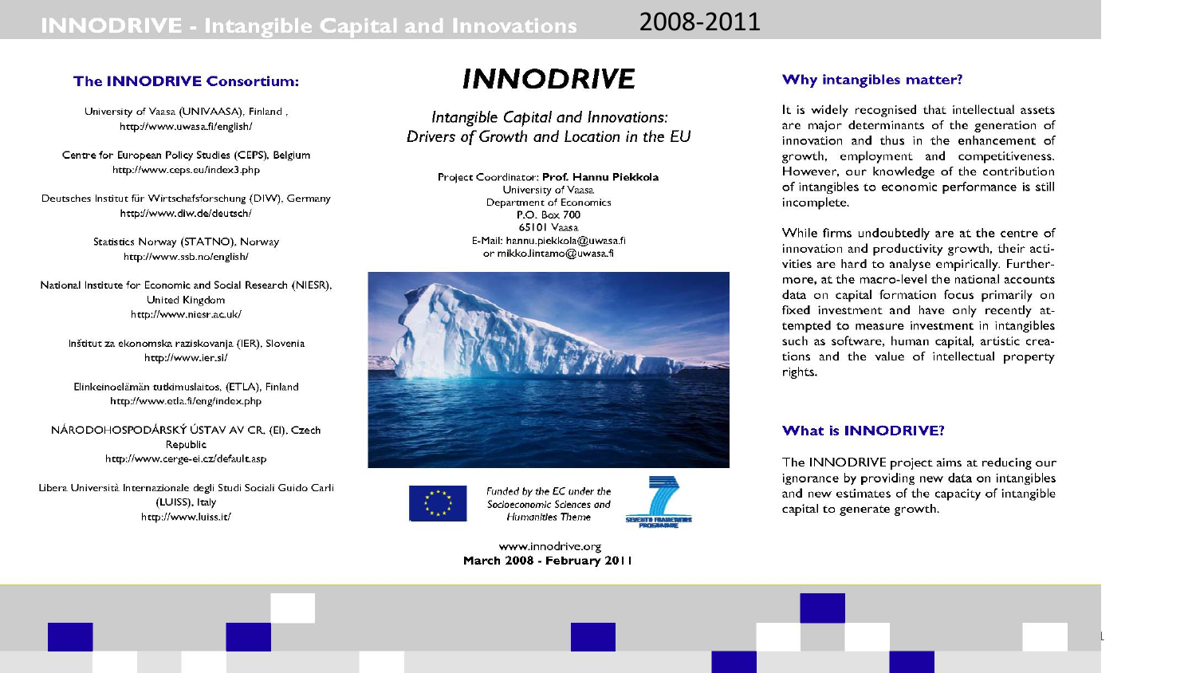# INNODRIVE - Intangible Capital and Innovations 2008-2011

## The INNODRIVE Consortium:

University of Vaasa (UNIVAASA), Finland ,
http://www.uwasa.fi/english/

Centre for European Policy Studies (CEPS), Belgium
http://www.ceps.eu/index3.php

Deutsches Institut für Wirtschafsforschung (DIW), Germany
http://www.diw.de/deutsch/

Statistics Norway (STATNO), Norway
http://www.ssb.no/english/

National Institute for Economic and Social Research (NIESR), United Kingdom
http://www.niesr.ac.uk/

Inštitut za ekonomska raziskovanja (IER), Slovenia
http://www.ier.si/

Elinkeinoelämän tutkimuslaitos, (ETLA), Finland
http://www.etla.fi/eng/index.php

NÁRODOHOSPODÁRSKÝ ÚSTAV AV CR, (EI), Czech Republic
http://www.cerge-ei.cz/default.asp

Libera Università Internazionale degli Studi Sociali Guido Carli (LUISS), Italy
http://www.luiss.it/

## INNODRIVE

*Intangible Capital and Innovations: Drivers of Growth and Location in the EU*

Project Coordinator: **Prof. Hannu Piekkola**
University of Vaasa
Department of Economics
P.O. Box 700
65101 Vaasa
E-Mail: hannu.piekkola@uwasa.fi
or mikko.lintamo@uwasa.fi

*Funded by the EC under the Socioeconomic Sciences and Humanities Theme*

www.innodrive.org
**March 2008 - February 2011**

## Why intangibles matter?

It is widely recognised that intellectual assets are major determinants of the generation of innovation and thus in the enhancement of growth, employment and competitiveness. However, our knowledge of the contribution of intangibles to economic performance is still incomplete.

While firms undoubtedly are at the centre of innovation and productivity growth, their activities are hard to analyse empirically. Furthermore, at the macro-level the national accounts data on capital formation focus primarily on fixed investment and have only recently attempted to measure investment in intangibles such as software, human capital, artistic creations and the value of intellectual property rights.

## What is INNODRIVE?

The INNODRIVE project aims at reducing our ignorance by providing new data on intangibles and new estimates of the capacity of intangible capital to generate growth.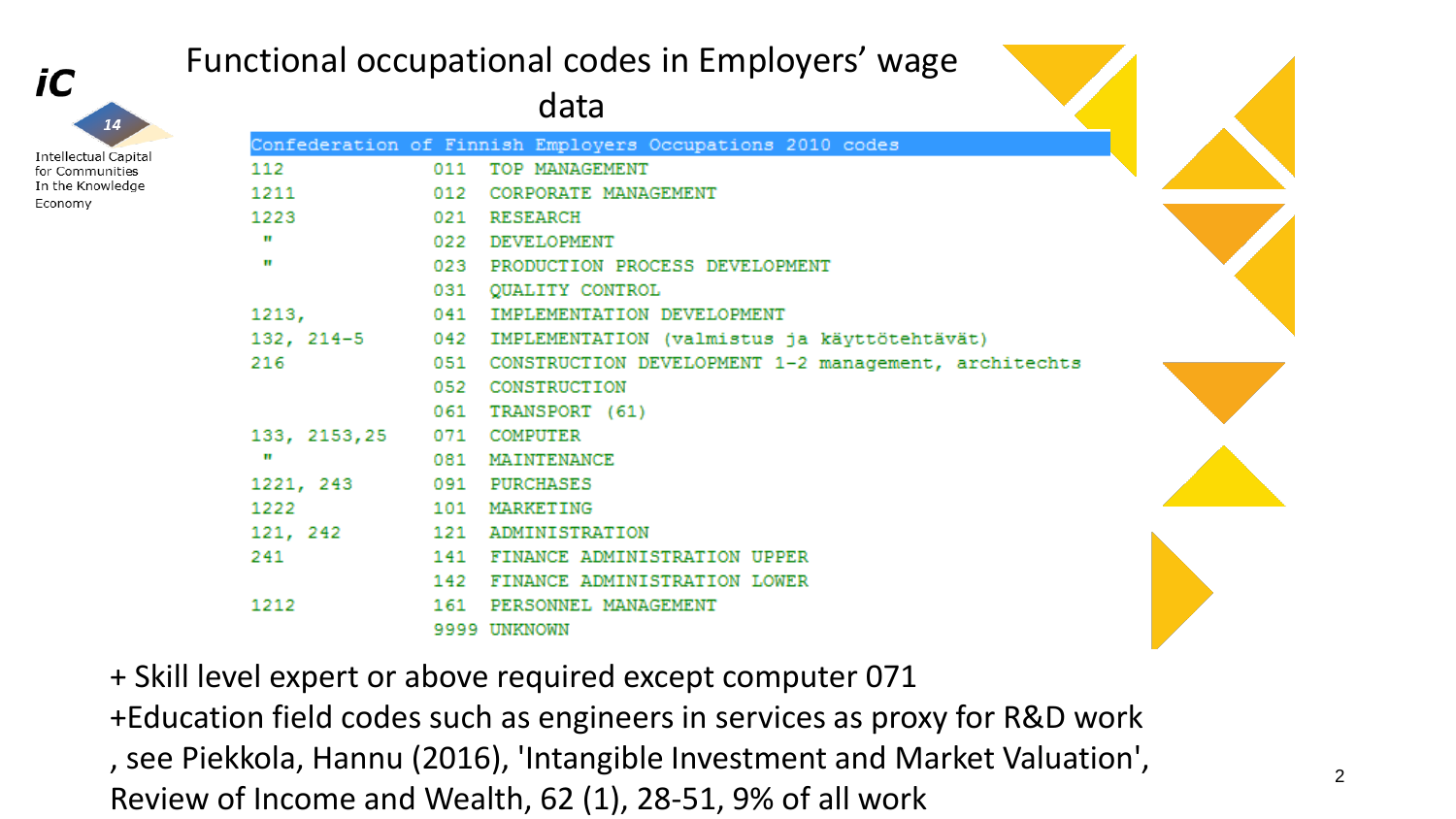# Functional occupational codes in Employers' wage data

| Confederation of Finnish Employers Occupations 2010 codes | | |
|---|---|---|
| 112 | 011 | TOP MANAGEMENT |
| 1211 | 012 | CORPORATE MANAGEMENT |
| 1223 | 021 | RESEARCH |
| " | 022 | DEVELOPMENT |
| " | 023 | PRODUCTION PROCESS DEVELOPMENT |
| | 031 | QUALITY CONTROL |
| 1213, | 041 | IMPLEMENTATION DEVELOPMENT |
| 132, 214-5 | 042 | IMPLEMENTATION (valmistus ja käyttötehtävät) |
| 216 | 051 | CONSTRUCTION DEVELOPMENT 1-2 management, architechts |
| | 052 | CONSTRUCTION |
| | 061 | TRANSPORT (61) |
| 133, 2153,25 | 071 | COMPUTER |
| " | 081 | MAINTENANCE |
| 1221, 243 | 091 | PURCHASES |
| 1222 | 101 | MARKETING |
| 121, 242 | 121 | ADMINISTRATION |
| 241 | 141 | FINANCE ADMINISTRATION UPPER |
| | 142 | FINANCE ADMINISTRATION LOWER |
| 1212 | 161 | PERSONNEL MANAGEMENT |
| | 9999 | UNKNOWN |

+ Skill level expert or above required except computer 071

+Education field codes such as engineers in services as proxy for R&D work , see Piekkola, Hannu (2016), 'Intangible Investment and Market Valuation', Review of Income and Wealth, 62 (1), 28-51, 9% of all work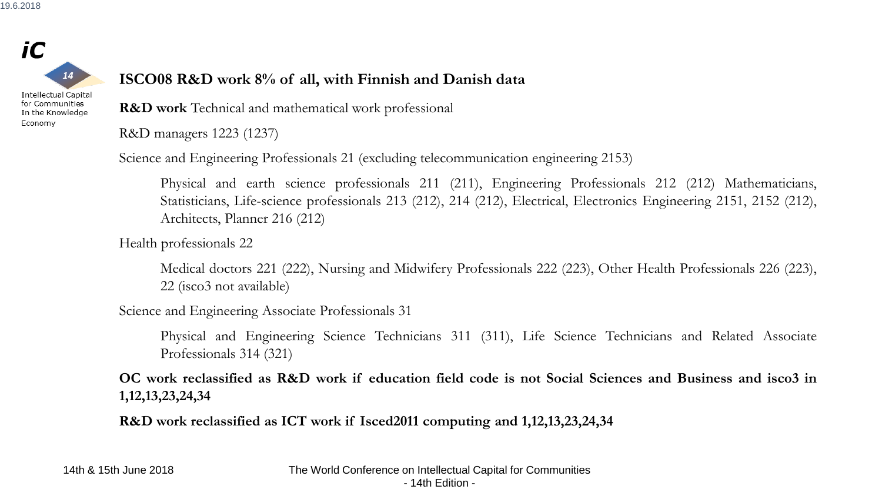## ISCO08 R&D work 8% of all, with Finnish and Danish data

**R&D work** Technical and mathematical work professional

R&D managers 1223 (1237)

Science and Engineering Professionals 21 (excluding telecommunication engineering 2153)

> Physical and earth science professionals 211 (211), Engineering Professionals 212 (212) Mathematicians, Statisticians, Life-science professionals 213 (212), 214 (212), Electrical, Electronics Engineering 2151, 2152 (212), Architects, Planner 216 (212)

Health professionals 22

> Medical doctors 221 (222), Nursing and Midwifery Professionals 222 (223), Other Health Professionals 226 (223), 22 (isco3 not available)

Science and Engineering Associate Professionals 31

> Physical and Engineering Science Technicians 311 (311), Life Science Technicians and Related Associate Professionals 314 (321)

**OC work reclassified as R&D work if education field code is not Social Sciences and Business and isco3 in 1,12,13,23,24,34**

**R&D work reclassified as ICT work if Isced2011 computing and 1,12,13,23,24,34**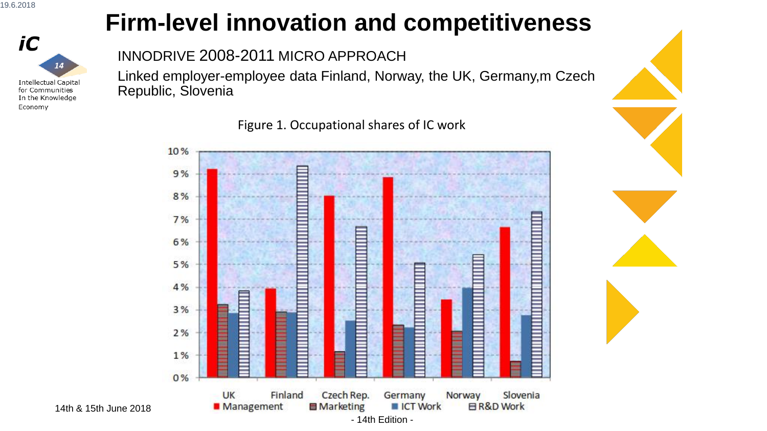# Firm-level innovation and competitiveness

INNODRIVE 2008-2011 MICRO APPROACH

Linked employer-employee data Finland, Norway, the UK, Germany,m Czech Republic, Slovenia

Figure 1. Occupational shares of IC work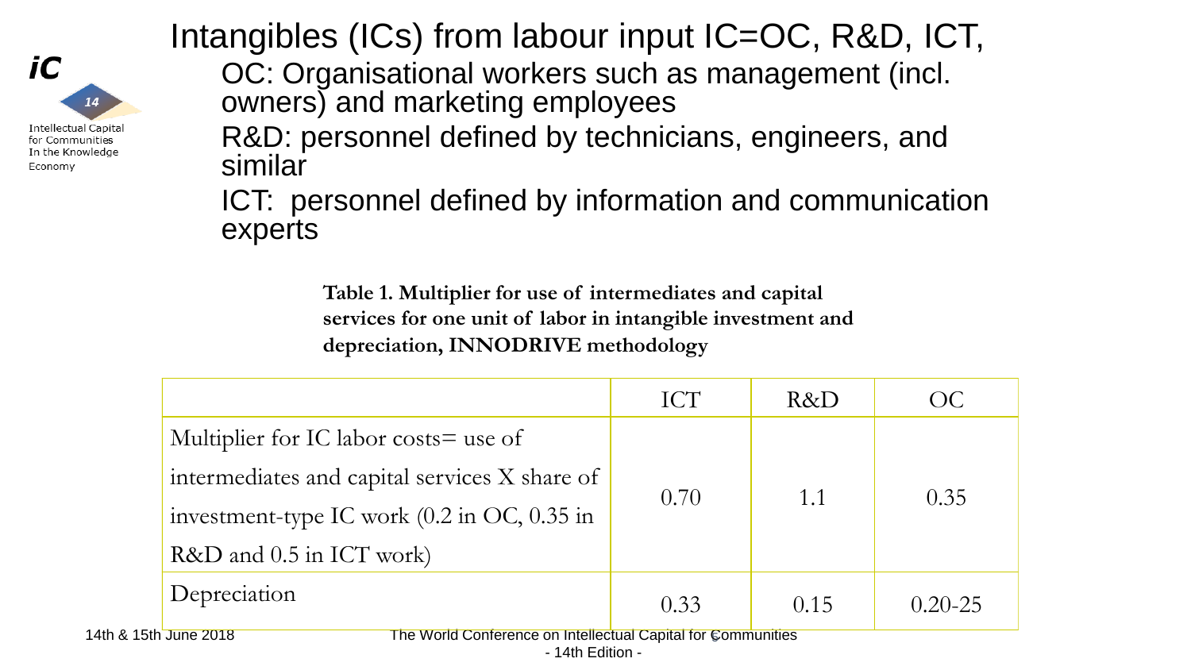# Intangibles (ICs) from labour input IC=OC, R&D, ICT,

- OC: Organisational workers such as management (incl. owners) and marketing employees
- R&D: personnel defined by technicians, engineers, and similar
- ICT: personnel defined by information and communication experts

**Table 1. Multiplier for use of intermediates and capital services for one unit of labor in intangible investment and depreciation, INNODRIVE methodology**

| | ICT | R&D | OC |
|---|---|---|---|
| Multiplier for IC labor costs= use of intermediates and capital services X share of investment-type IC work (0.2 in OC, 0.35 in R&D and 0.5 in ICT work) | 0.70 | 1.1 | 0.35 |
| Depreciation | 0.33 | 0.15 | 0.20-25 |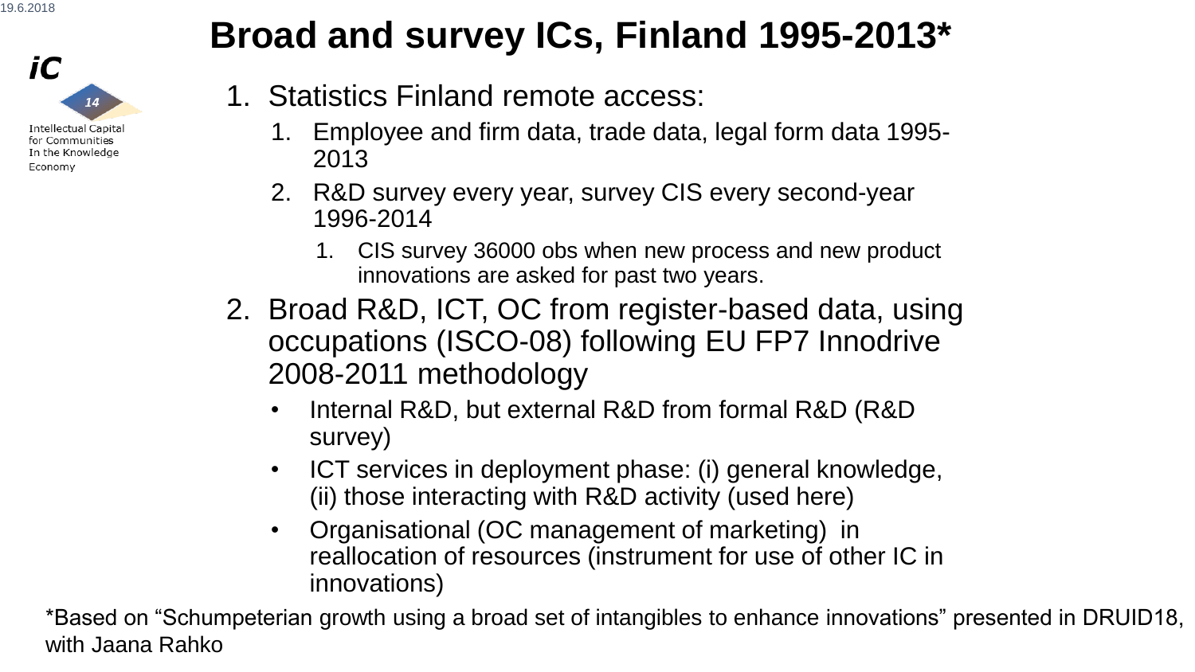# Broad and survey ICs, Finland 1995-2013*

1. Statistics Finland remote access:
    1. Employee and firm data, trade data, legal form data 1995-2013
    2. R&D survey every year, survey CIS every second-year 1996-2014
        1. CIS survey 36000 obs when new process and new product innovations are asked for past two years.
2. Broad R&D, ICT, OC from register-based data, using occupations (ISCO-08) following EU FP7 Innodrive 2008-2011 methodology
    - Internal R&D, but external R&D from formal R&D (R&D survey)
    - ICT services in deployment phase: (i) general knowledge, (ii) those interacting with R&D activity (used here)
    - Organisational (OC management of marketing) in reallocation of resources (instrument for use of other IC in innovations)

*Based on “Schumpeterian growth using a broad set of intangibles to enhance innovations” presented in DRUID18, with Jaana Rahko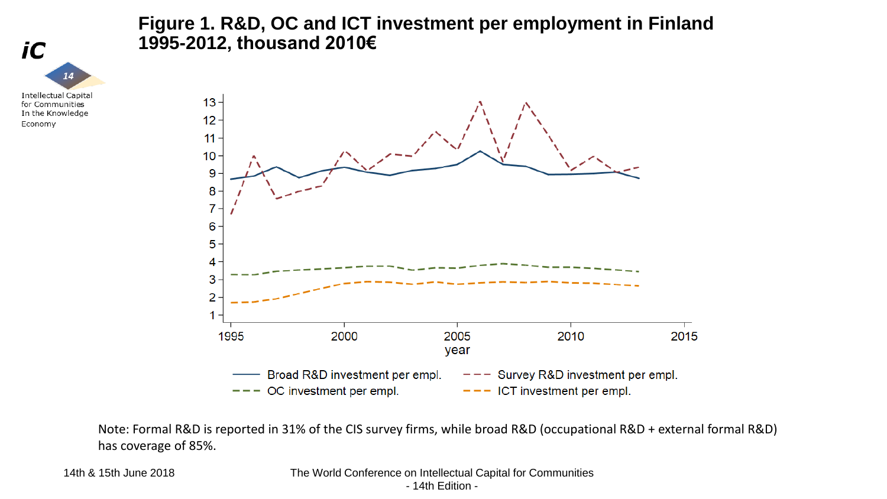# Figure 1. R&D, OC and ICT investment per employment in Finland 1995-2012, thousand 2010€

Note: Formal R&D is reported in 31% of the CIS survey firms, while broad R&D (occupational R&D + external formal R&D) has coverage of 85%.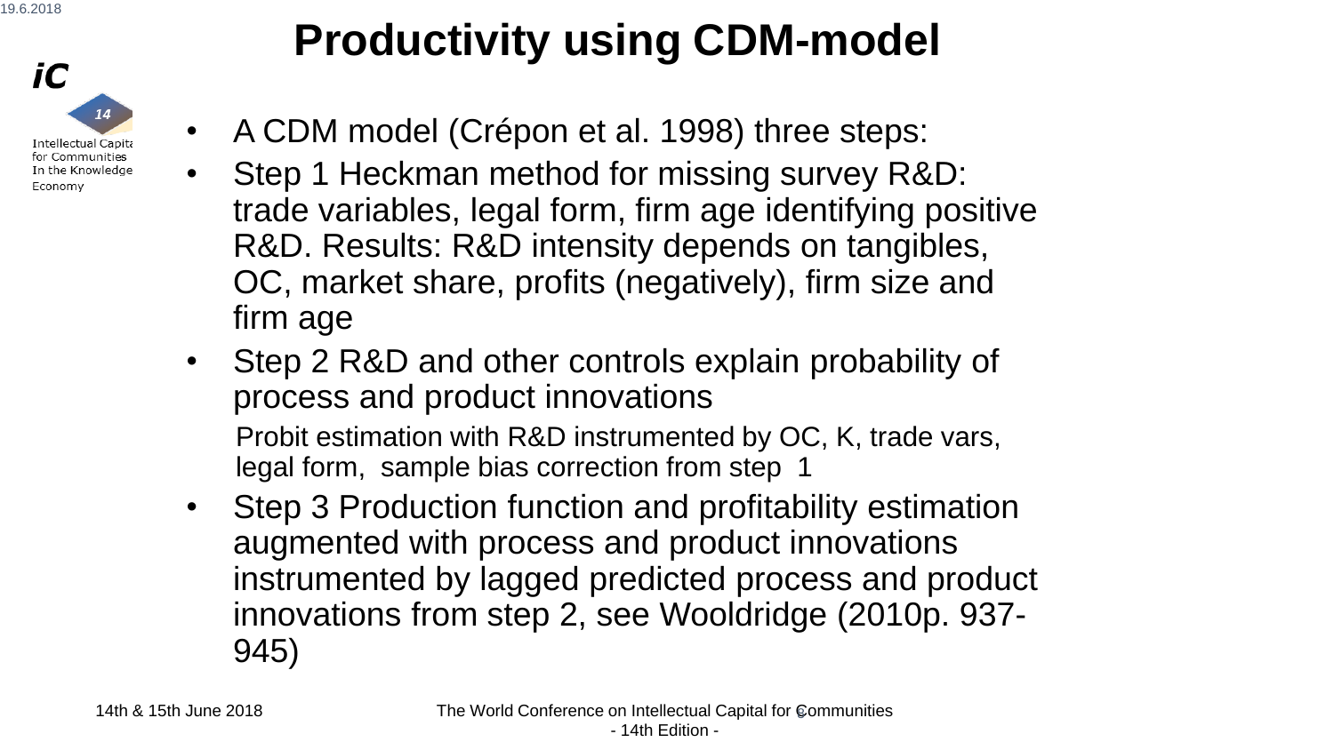# Productivity using CDM-model

- A CDM model (Crépon et al. 1998) three steps:
- Step 1 Heckman method for missing survey R&D: trade variables, legal form, firm age identifying positive R&D. Results: R&D intensity depends on tangibles, OC, market share, profits (negatively), firm size and firm age
- Step 2 R&D and other controls explain probability of process and product innovations

  Probit estimation with R&D instrumented by OC, K, trade vars, legal form, sample bias correction from step 1
- Step 3 Production function and profitability estimation augmented with process and product innovations instrumented by lagged predicted process and product innovations from step 2, see Wooldridge (2010p. 937-945)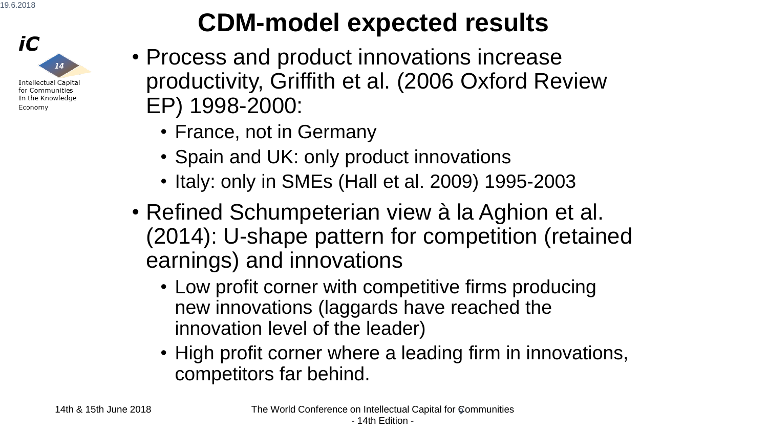# CDM-model expected results

- Process and product innovations increase productivity, Griffith et al. (2006 Oxford Review EP) 1998-2000:
  - France, not in Germany
  - Spain and UK: only product innovations
  - Italy: only in SMEs (Hall et al. 2009) 1995-2003
- Refined Schumpeterian view à la Aghion et al. (2014): U-shape pattern for competition (retained earnings) and innovations
  - Low profit corner with competitive firms producing new innovations (laggards have reached the innovation level of the leader)
  - High profit corner where a leading firm in innovations, competitors far behind.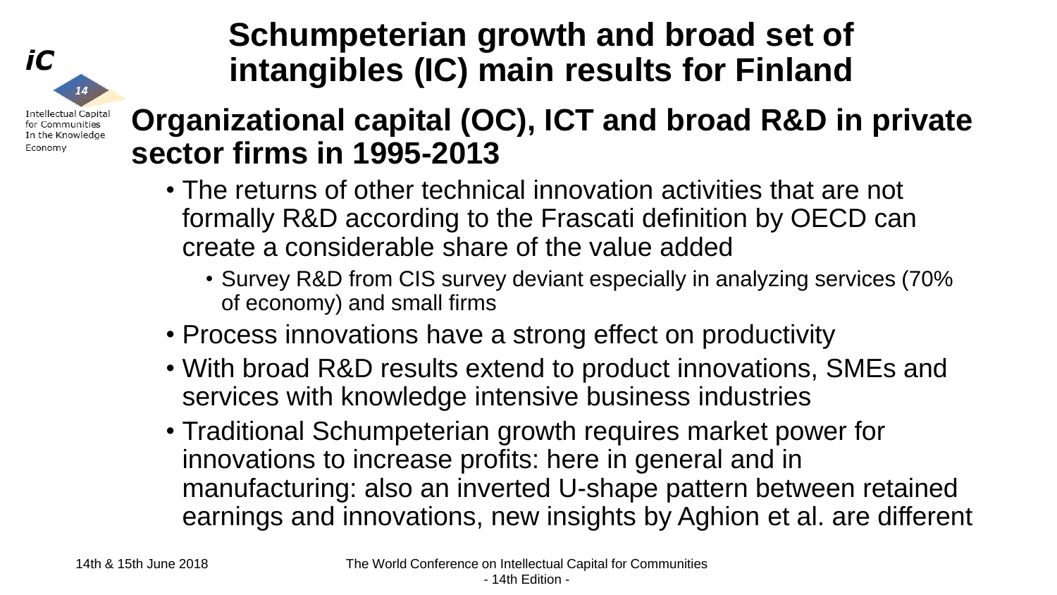# Schumpeterian growth and broad set of intangibles (IC) main results for Finland

## Organizational capital (OC), ICT and broad R&D in private sector firms in 1995-2013

- The returns of other technical innovation activities that are not formally R&D according to the Frascati definition by OECD can create a considerable share of the value added
  - Survey R&D from CIS survey deviant especially in analyzing services (70% of economy) and small firms
- Process innovations have a strong effect on productivity
- With broad R&D results extend to product innovations, SMEs and services with knowledge intensive business industries
- Traditional Schumpeterian growth requires market power for innovations to increase profits: here in general and in manufacturing: also an inverted U-shape pattern between retained earnings and innovations, new insights by Aghion et al. are different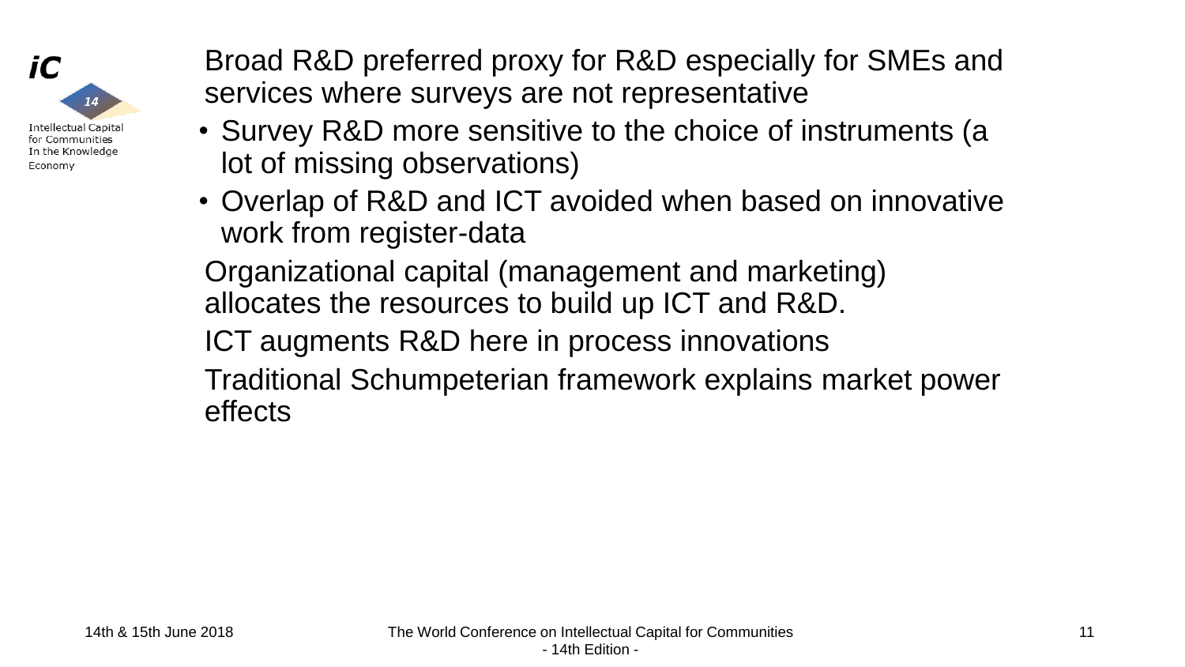Broad R&D preferred proxy for R&D especially for SMEs and services where surveys are not representative

- Survey R&D more sensitive to the choice of instruments (a lot of missing observations)
- Overlap of R&D and ICT avoided when based on innovative work from register-data

Organizational capital (management and marketing) allocates the resources to build up ICT and R&D.

ICT augments R&D here in process innovations

Traditional Schumpeterian framework explains market power effects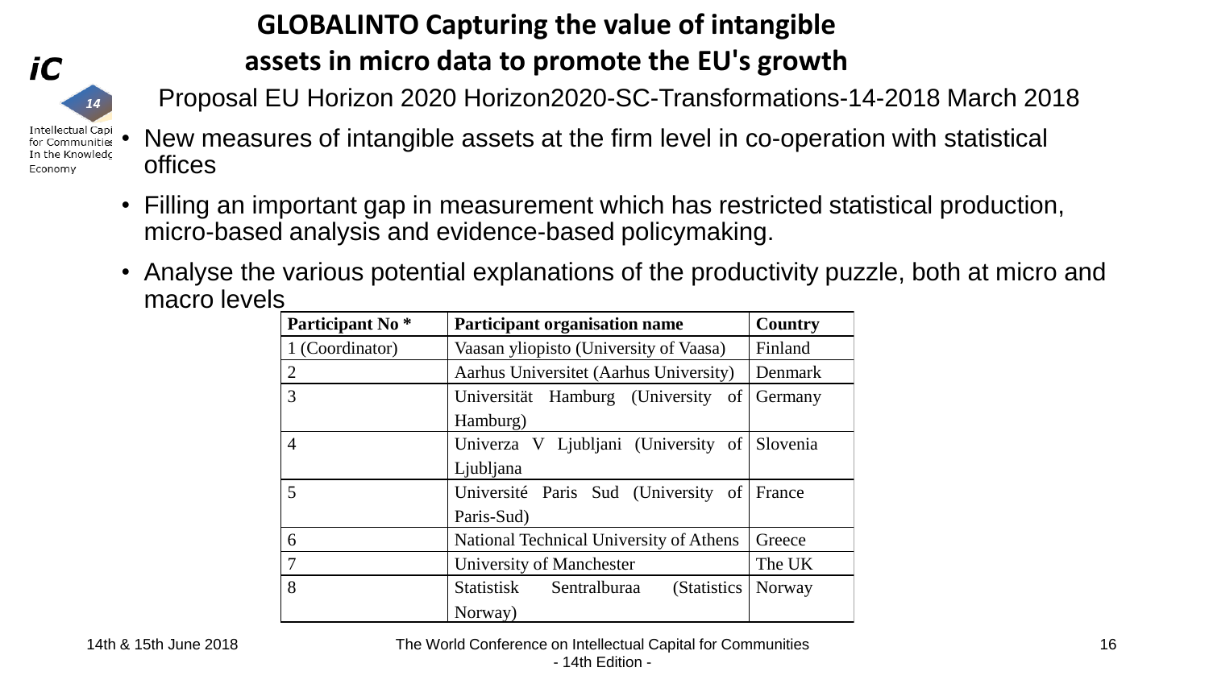# GLOBALINTO Capturing the value of intangible assets in micro data to promote the EU's growth

Proposal EU Horizon 2020 Horizon2020-SC-Transformations-14-2018 March 2018

- New measures of intangible assets at the firm level in co-operation with statistical offices
- Filling an important gap in measurement which has restricted statistical production, micro-based analysis and evidence-based policymaking.
- Analyse the various potential explanations of the productivity puzzle, both at micro and macro levels

| Participant No * | Participant organisation name | Country |
|---|---|---|
| 1 (Coordinator) | Vaasan yliopisto (University of Vaasa) | Finland |
| 2 | Aarhus Universitet (Aarhus University) | Denmark |
| 3 | Universität Hamburg (University of Hamburg) | Germany |
| 4 | Univerza V Ljubljani (University of Ljubljana | Slovenia |
| 5 | Université Paris Sud (University of Paris-Sud) | France |
| 6 | National Technical University of Athens | Greece |
| 7 | University of Manchester | The UK |
| 8 | Statistisk Sentralburaa (Statistics Norway) | Norway |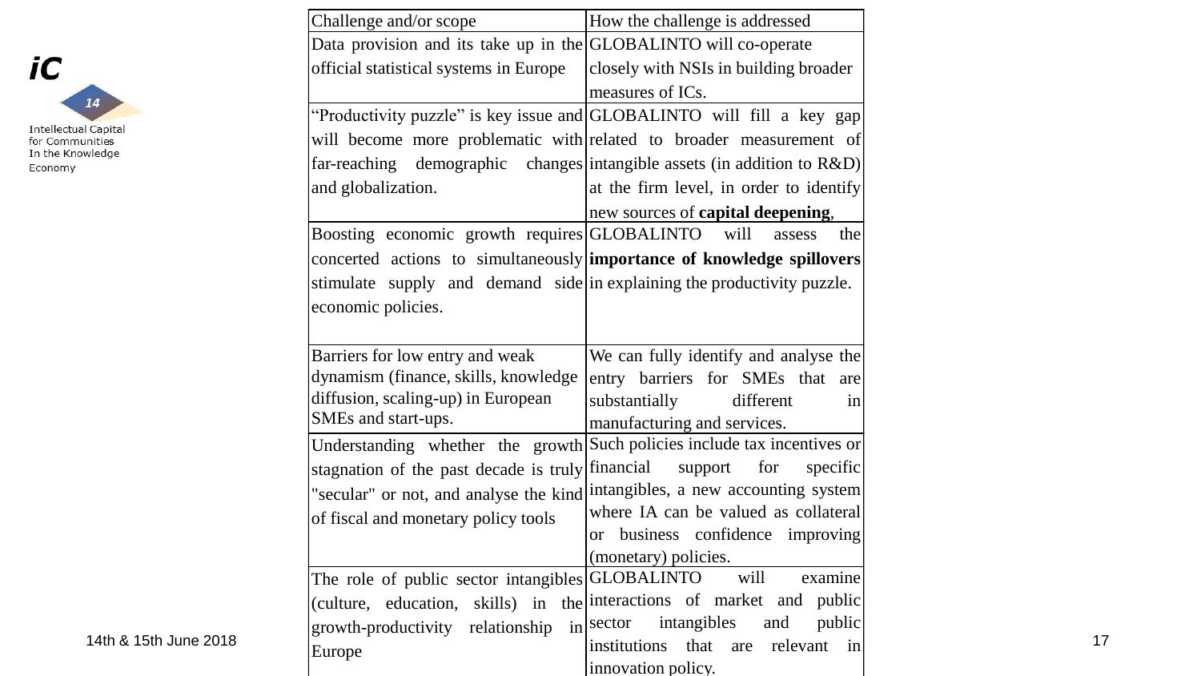| Challenge and/or scope | How the challenge is addressed |
|---|---|
| Data provision and its take up in the official statistical systems in Europe | GLOBALINTO will co-operate closely with NSIs in building broader measures of ICs. |
| "Productivity puzzle" is key issue and will become more problematic with far-reaching demographic changes and globalization. | GLOBALINTO will fill a key gap related to broader measurement of intangible assets (in addition to R&D) at the firm level, in order to identify new sources of **capital deepening**, |
| Boosting economic growth requires concerted actions to simultaneously stimulate supply and demand side economic policies. | GLOBALINTO will assess the **importance of knowledge spillovers** in explaining the productivity puzzle. |
| Barriers for low entry and weak dynamism (finance, skills, knowledge diffusion, scaling-up) in European SMEs and start-ups. | We can fully identify and analyse the entry barriers for SMEs that are substantially different in manufacturing and services. |
| Understanding whether the growth stagnation of the past decade is truly "secular" or not, and analyse the kind of fiscal and monetary policy tools | Such policies include tax incentives or financial support for specific intangibles, a new accounting system where IA can be valued as collateral or business confidence improving (monetary) policies. |
| The role of public sector intangibles (culture, education, skills) in the growth-productivity relationship in Europe | GLOBALINTO will examine interactions of market and public sector intangibles and public institutions that are relevant in innovation policy. |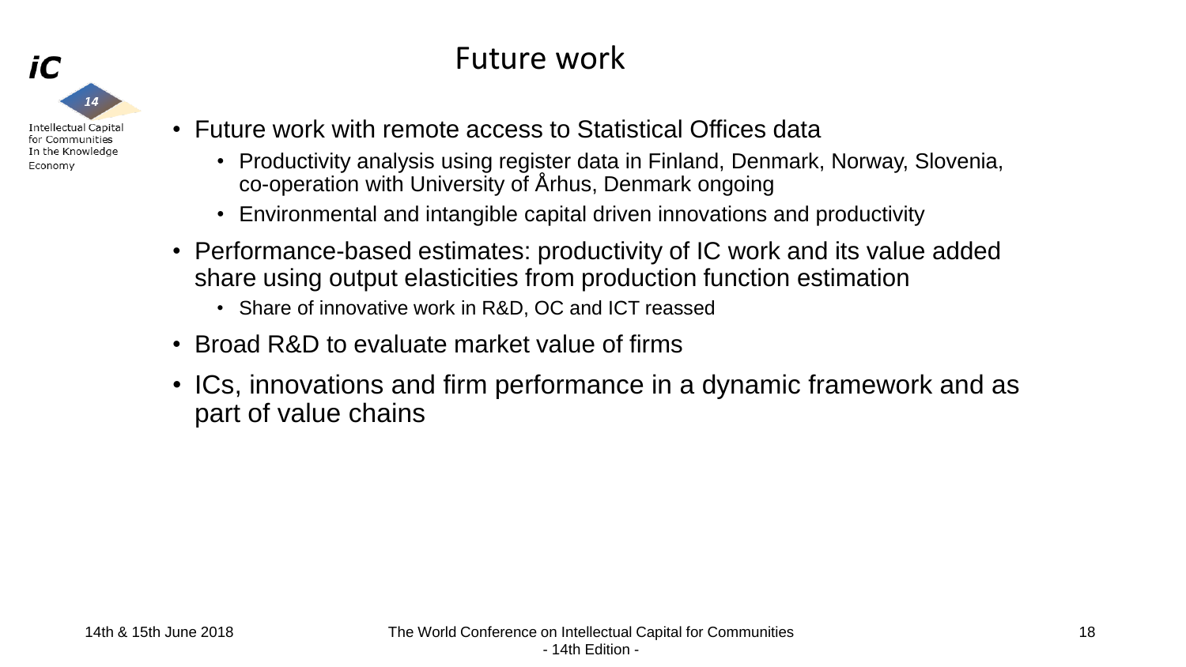# Future work

- Future work with remote access to Statistical Offices data
  - Productivity analysis using register data in Finland, Denmark, Norway, Slovenia, co-operation with University of Århus, Denmark ongoing
  - Environmental and intangible capital driven innovations and productivity
- Performance-based estimates: productivity of IC work and its value added share using output elasticities from production function estimation
  - Share of innovative work in R&D, OC and ICT reassed
- Broad R&D to evaluate market value of firms
- ICs, innovations and firm performance in a dynamic framework and as part of value chains